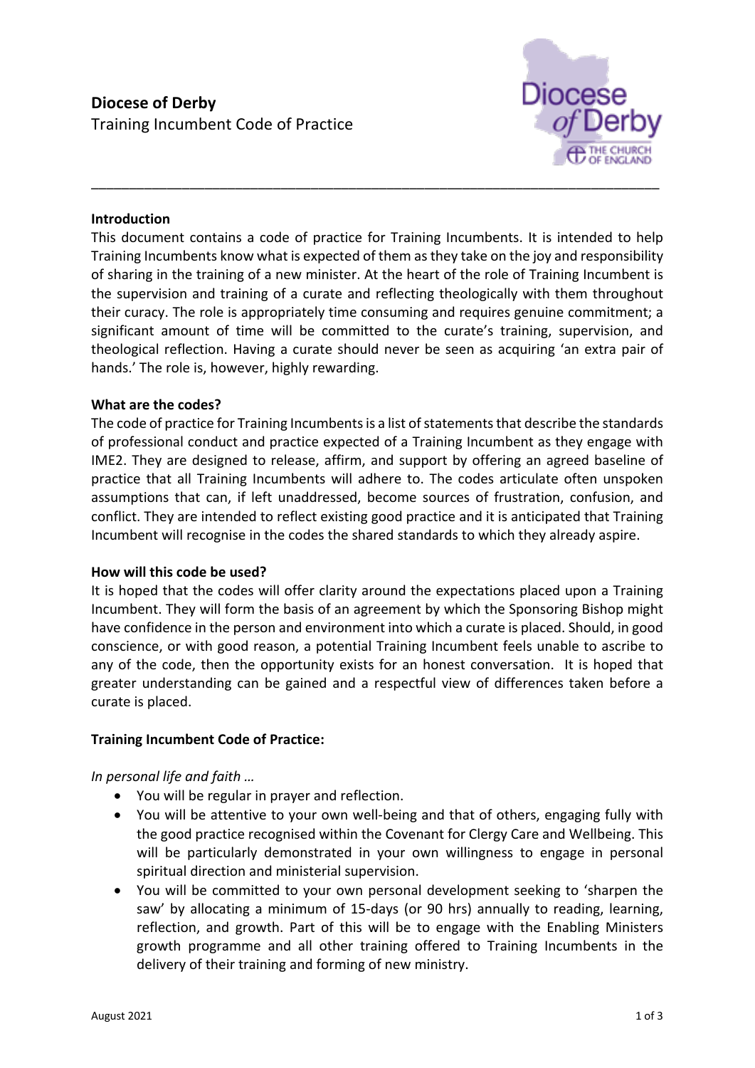# Diocese of Derby

Training Incumbent Code of Practice

---

**Introduction**

This document contains a code of practice for Training Incumbents. It is intended to help Training Incumbents know what is expected of them as they take on the joy and responsibility of sharing in the training of a new minister. At the heart of the role of Training Incumbent is the supervision and training of a curate and reflecting theologically with them throughout their curacy. The role is appropriately time consuming and requires genuine commitment; a significant amount of time will be committed to the curate's training, supervision, and theological reflection. Having a curate should never be seen as acquiring 'an extra pair of hands.' The role is, however, highly rewarding.

**What are the codes?**

The code of practice for Training Incumbents is a list of statements that describe the standards of professional conduct and practice expected of a Training Incumbent as they engage with IME2. They are designed to release, affirm, and support by offering an agreed baseline of practice that all Training Incumbents will adhere to. The codes articulate often unspoken assumptions that can, if left unaddressed, become sources of frustration, confusion, and conflict. They are intended to reflect existing good practice and it is anticipated that Training Incumbent will recognise in the codes the shared standards to which they already aspire.

**How will this code be used?**

It is hoped that the codes will offer clarity around the expectations placed upon a Training Incumbent. They will form the basis of an agreement by which the Sponsoring Bishop might have confidence in the person and environment into which a curate is placed. Should, in good conscience, or with good reason, a potential Training Incumbent feels unable to ascribe to any of the code, then the opportunity exists for an honest conversation. It is hoped that greater understanding can be gained and a respectful view of differences taken before a curate is placed.

**Training Incumbent Code of Practice:**

*In personal life and faith …*

- You will be regular in prayer and reflection.
- You will be attentive to your own well-being and that of others, engaging fully with the good practice recognised within the Covenant for Clergy Care and Wellbeing. This will be particularly demonstrated in your own willingness to engage in personal spiritual direction and ministerial supervision.
- You will be committed to your own personal development seeking to 'sharpen the saw' by allocating a minimum of 15-days (or 90 hrs) annually to reading, learning, reflection, and growth. Part of this will be to engage with the Enabling Ministers growth programme and all other training offered to Training Incumbents in the delivery of their training and forming of new ministry.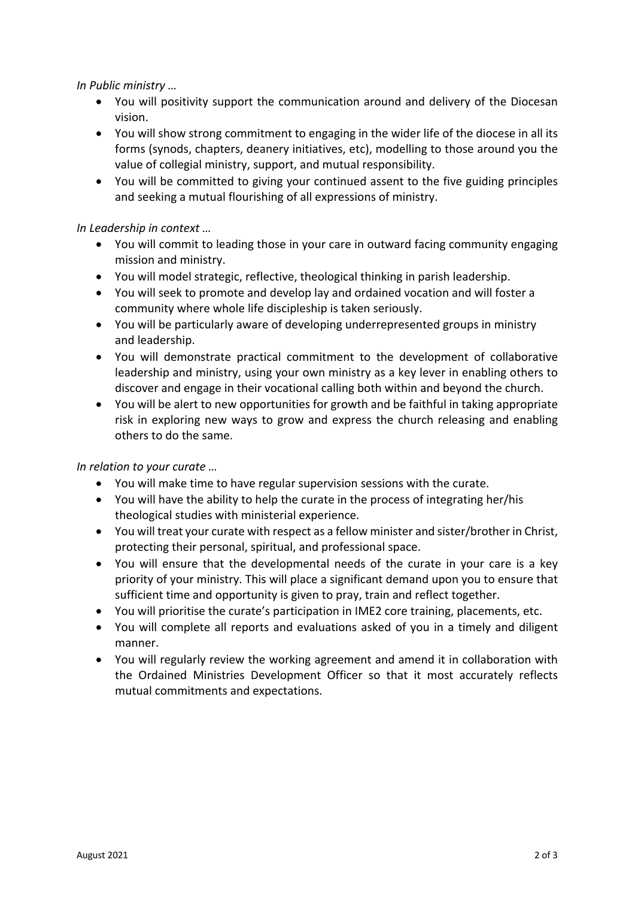*In Public ministry …*

- You will positivity support the communication around and delivery of the Diocesan vision.
- You will show strong commitment to engaging in the wider life of the diocese in all its forms (synods, chapters, deanery initiatives, etc), modelling to those around you the value of collegial ministry, support, and mutual responsibility.
- You will be committed to giving your continued assent to the five guiding principles and seeking a mutual flourishing of all expressions of ministry.

*In Leadership in context …*

- You will commit to leading those in your care in outward facing community engaging mission and ministry.
- You will model strategic, reflective, theological thinking in parish leadership.
- You will seek to promote and develop lay and ordained vocation and will foster a community where whole life discipleship is taken seriously.
- You will be particularly aware of developing underrepresented groups in ministry and leadership.
- You will demonstrate practical commitment to the development of collaborative leadership and ministry, using your own ministry as a key lever in enabling others to discover and engage in their vocational calling both within and beyond the church.
- You will be alert to new opportunities for growth and be faithful in taking appropriate risk in exploring new ways to grow and express the church releasing and enabling others to do the same.

*In relation to your curate …*

- You will make time to have regular supervision sessions with the curate.
- You will have the ability to help the curate in the process of integrating her/his theological studies with ministerial experience.
- You will treat your curate with respect as a fellow minister and sister/brother in Christ, protecting their personal, spiritual, and professional space.
- You will ensure that the developmental needs of the curate in your care is a key priority of your ministry. This will place a significant demand upon you to ensure that sufficient time and opportunity is given to pray, train and reflect together.
- You will prioritise the curate's participation in IME2 core training, placements, etc.
- You will complete all reports and evaluations asked of you in a timely and diligent manner.
- You will regularly review the working agreement and amend it in collaboration with the Ordained Ministries Development Officer so that it most accurately reflects mutual commitments and expectations.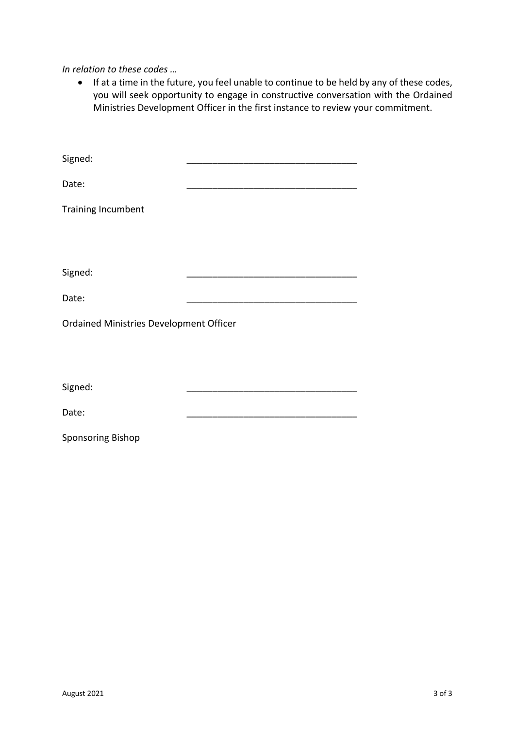*In relation to these codes …*

- If at a time in the future, you feel unable to continue to be held by any of these codes, you will seek opportunity to engage in constructive conversation with the Ordained Ministries Development Officer in the first instance to review your commitment.

Signed: _________________________________

Date: _________________________________

Training Incumbent

Signed: _________________________________

Date: _________________________________

Ordained Ministries Development Officer

Signed: _________________________________

Date: _________________________________

Sponsoring Bishop

August 2021